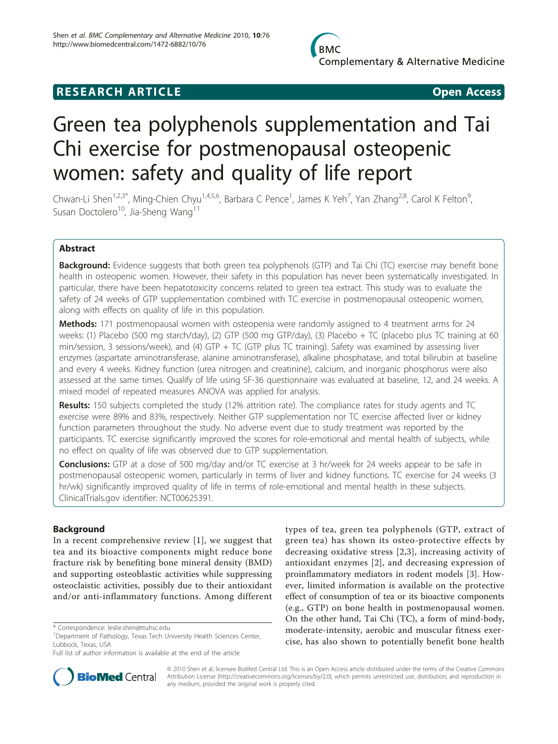**RESEARCH ARTICLE** **Open Access**

# Green tea polyphenols supplementation and Tai Chi exercise for postmenopausal osteopenic women: safety and quality of life report

Chwan-Li Shen[1,2,3*], Ming-Chien Chyu[1,4,5,6], Barbara C Pence[1], James K Yeh[7], Yan Zhang[2,8], Carol K Felton[9], Susan Doctolero[10], Jia-Sheng Wang[11]

## Abstract

**Background:** Evidence suggests that both green tea polyphenols (GTP) and Tai Chi (TC) exercise may benefit bone health in osteopenic women. However, their safety in this population has never been systematically investigated. In particular, there have been hepatotoxicity concerns related to green tea extract. This study was to evaluate the safety of 24 weeks of GTP supplementation combined with TC exercise in postmenopausal osteopenic women, along with effects on quality of life in this population.

**Methods:** 171 postmenopausal women with osteopenia were randomly assigned to 4 treatment arms for 24 weeks: (1) Placebo (500 mg starch/day), (2) GTP (500 mg GTP/day), (3) Placebo + TC (placebo plus TC training at 60 min/session, 3 sessions/week), and (4) GTP + TC (GTP plus TC training). Safety was examined by assessing liver enzymes (aspartate aminotransferase, alanine aminotransferase), alkaline phosphatase, and total bilirubin at baseline and every 4 weeks. Kidney function (urea nitrogen and creatinine), calcium, and inorganic phosphorus were also assessed at the same times. Qualify of life using SF-36 questionnaire was evaluated at baseline, 12, and 24 weeks. A mixed model of repeated measures ANOVA was applied for analysis.

**Results:** 150 subjects completed the study (12% attrition rate). The compliance rates for study agents and TC exercise were 89% and 83%, respectively. Neither GTP supplementation nor TC exercise affected liver or kidney function parameters throughout the study. No adverse event due to study treatment was reported by the participants. TC exercise significantly improved the scores for role-emotional and mental health of subjects, while no effect on quality of life was observed due to GTP supplementation.

**Conclusions:** GTP at a dose of 500 mg/day and/or TC exercise at 3 hr/week for 24 weeks appear to be safe in postmenopausal osteopenic women, particularly in terms of liver and kidney functions. TC exercise for 24 weeks (3 hr/wk) significantly improved quality of life in terms of role-emotional and mental health in these subjects. ClinicalTrials.gov identifier: NCT00625391.

## Background

In a recent comprehensive review [1], we suggest that tea and its bioactive components might reduce bone fracture risk by benefiting bone mineral density (BMD) and supporting osteoblastic activities while suppressing osteoclastic activities, possibly due to their antioxidant and/or anti-inflammatory functions. Among different types of tea, green tea polyphenols (GTP, extract of green tea) has shown its osteo-protective effects by decreasing oxidative stress [2,3], increasing activity of antioxidant enzymes [2], and decreasing expression of proinflammatory mediators in rodent models [3]. However, limited information is available on the protective effect of consumption of tea or its bioactive components (e.g., GTP) on bone health in postmenopausal women. On the other hand, Tai Chi (TC), a form of mind-body, moderate-intensity, aerobic and muscular fitness exercise, has also shown to potentially benefit bone health

\* Correspondence: leslie.shen@ttuhsc.edu
[1]Department of Pathology, Texas Tech University Health Sciences Center, Lubbock, Texas, USA
Full list of author information is available at the end of the article

© 2010 Shen et al; licensee BioMed Central Ltd. This is an Open Access article distributed under the terms of the Creative Commons Attribution License (http://creativecommons.org/licenses/by/2.0), which permits unrestricted use, distribution, and reproduction in any medium, provided the original work is properly cited.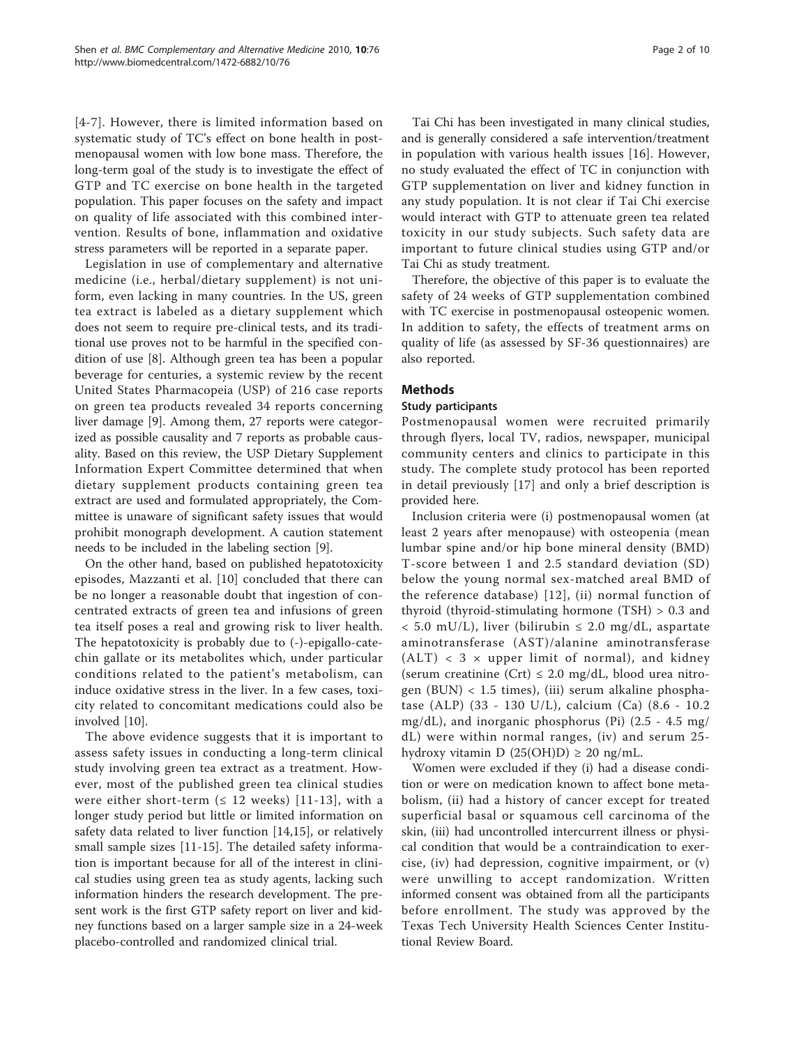[4-7]. However, there is limited information based on systematic study of TC's effect on bone health in postmenopausal women with low bone mass. Therefore, the long-term goal of the study is to investigate the effect of GTP and TC exercise on bone health in the targeted population. This paper focuses on the safety and impact on quality of life associated with this combined intervention. Results of bone, inflammation and oxidative stress parameters will be reported in a separate paper.

Legislation in use of complementary and alternative medicine (i.e., herbal/dietary supplement) is not uniform, even lacking in many countries. In the US, green tea extract is labeled as a dietary supplement which does not seem to require pre-clinical tests, and its traditional use proves not to be harmful in the specified condition of use [8]. Although green tea has been a popular beverage for centuries, a systemic review by the recent United States Pharmacopeia (USP) of 216 case reports on green tea products revealed 34 reports concerning liver damage [9]. Among them, 27 reports were categorized as possible causality and 7 reports as probable causality. Based on this review, the USP Dietary Supplement Information Expert Committee determined that when dietary supplement products containing green tea extract are used and formulated appropriately, the Committee is unaware of significant safety issues that would prohibit monograph development. A caution statement needs to be included in the labeling section [9].

On the other hand, based on published hepatotoxicity episodes, Mazzanti et al. [10] concluded that there can be no longer a reasonable doubt that ingestion of concentrated extracts of green tea and infusions of green tea itself poses a real and growing risk to liver health. The hepatotoxicity is probably due to (-)-epigallo-catechin gallate or its metabolites which, under particular conditions related to the patient's metabolism, can induce oxidative stress in the liver. In a few cases, toxicity related to concomitant medications could also be involved [10].

The above evidence suggests that it is important to assess safety issues in conducting a long-term clinical study involving green tea extract as a treatment. However, most of the published green tea clinical studies were either short-term (≤ 12 weeks) [11-13], with a longer study period but little or limited information on safety data related to liver function [14,15], or relatively small sample sizes [11-15]. The detailed safety information is important because for all of the interest in clinical studies using green tea as study agents, lacking such information hinders the research development. The present work is the first GTP safety report on liver and kidney functions based on a larger sample size in a 24-week placebo-controlled and randomized clinical trial.

Tai Chi has been investigated in many clinical studies, and is generally considered a safe intervention/treatment in population with various health issues [16]. However, no study evaluated the effect of TC in conjunction with GTP supplementation on liver and kidney function in any study population. It is not clear if Tai Chi exercise would interact with GTP to attenuate green tea related toxicity in our study subjects. Such safety data are important to future clinical studies using GTP and/or Tai Chi as study treatment.

Therefore, the objective of this paper is to evaluate the safety of 24 weeks of GTP supplementation combined with TC exercise in postmenopausal osteopenic women. In addition to safety, the effects of treatment arms on quality of life (as assessed by SF-36 questionnaires) are also reported.

## Methods

### Study participants

Postmenopausal women were recruited primarily through flyers, local TV, radios, newspaper, municipal community centers and clinics to participate in this study. The complete study protocol has been reported in detail previously [17] and only a brief description is provided here.

Inclusion criteria were (i) postmenopausal women (at least 2 years after menopause) with osteopenia (mean lumbar spine and/or hip bone mineral density (BMD) T-score between 1 and 2.5 standard deviation (SD) below the young normal sex-matched areal BMD of the reference database) [12], (ii) normal function of thyroid (thyroid-stimulating hormone (TSH) > 0.3 and < 5.0 mU/L), liver (bilirubin ≤ 2.0 mg/dL, aspartate aminotransferase (AST)/alanine aminotransferase (ALT) < 3 × upper limit of normal), and kidney (serum creatinine (Crt) ≤ 2.0 mg/dL, blood urea nitrogen (BUN) < 1.5 times), (iii) serum alkaline phosphatase (ALP) (33 - 130 U/L), calcium (Ca) (8.6 - 10.2 mg/dL), and inorganic phosphorus (Pi) (2.5 - 4.5 mg/dL) were within normal ranges, (iv) and serum 25-hydroxy vitamin D (25(OH)D) ≥ 20 ng/mL.

Women were excluded if they (i) had a disease condition or were on medication known to affect bone metabolism, (ii) had a history of cancer except for treated superficial basal or squamous cell carcinoma of the skin, (iii) had uncontrolled intercurrent illness or physical condition that would be a contraindication to exercise, (iv) had depression, cognitive impairment, or (v) were unwilling to accept randomization. Written informed consent was obtained from all the participants before enrollment. The study was approved by the Texas Tech University Health Sciences Center Institutional Review Board.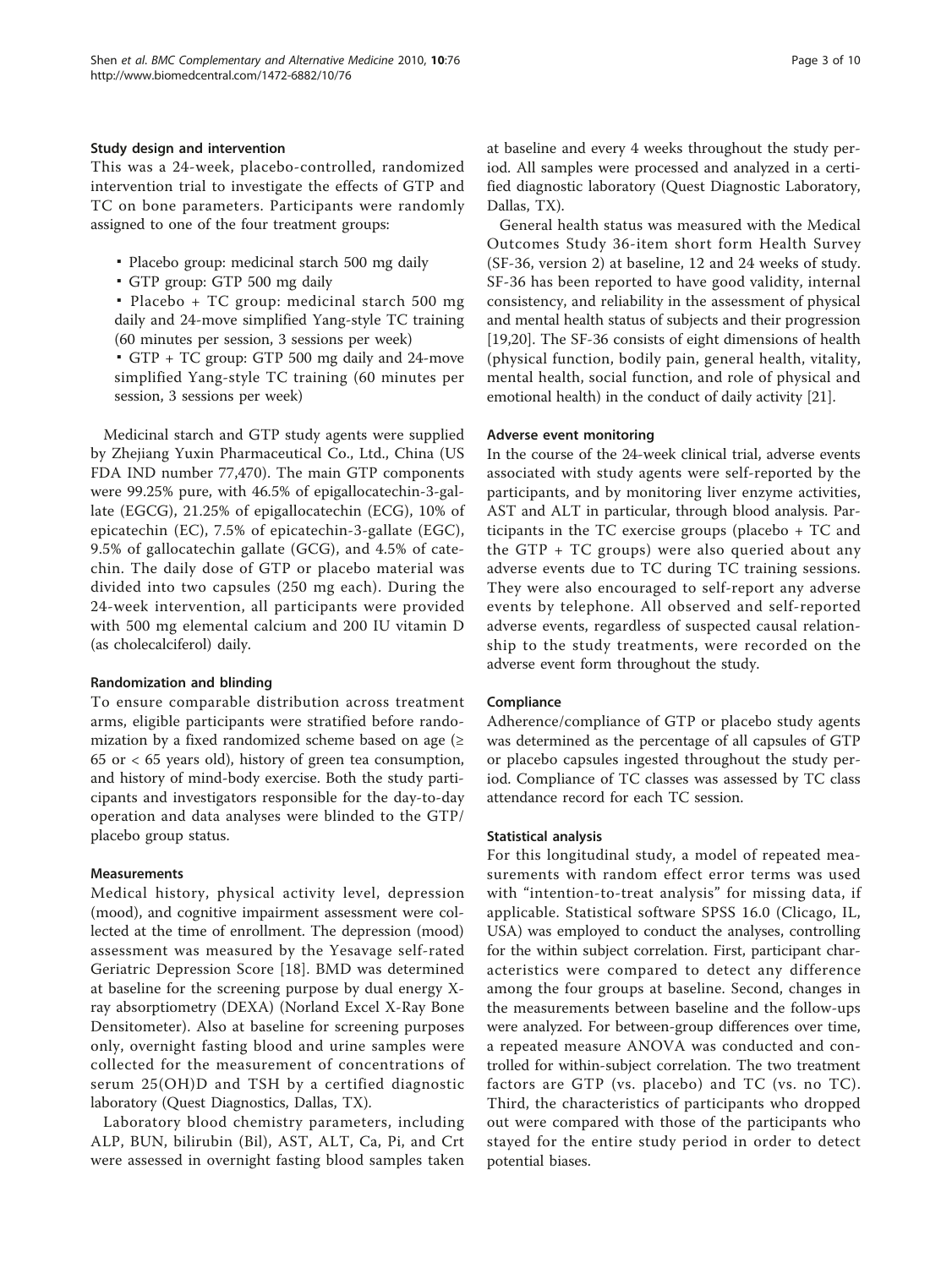### Study design and intervention

This was a 24-week, placebo-controlled, randomized intervention trial to investigate the effects of GTP and TC on bone parameters. Participants were randomly assigned to one of the four treatment groups:

- Placebo group: medicinal starch 500 mg daily
- GTP group: GTP 500 mg daily
- Placebo + TC group: medicinal starch 500 mg daily and 24-move simplified Yang-style TC training (60 minutes per session, 3 sessions per week)
- GTP + TC group: GTP 500 mg daily and 24-move simplified Yang-style TC training (60 minutes per session, 3 sessions per week)

Medicinal starch and GTP study agents were supplied by Zhejiang Yuxin Pharmaceutical Co., Ltd., China (US FDA IND number 77,470). The main GTP components were 99.25% pure, with 46.5% of epigallocatechin-3-gallate (EGCG), 21.25% of epigallocatechin (ECG), 10% of epicatechin (EC), 7.5% of epicatechin-3-gallate (EGC), 9.5% of gallocatechin gallate (GCG), and 4.5% of catechin. The daily dose of GTP or placebo material was divided into two capsules (250 mg each). During the 24-week intervention, all participants were provided with 500 mg elemental calcium and 200 IU vitamin D (as cholecalciferol) daily.

### Randomization and blinding

To ensure comparable distribution across treatment arms, eligible participants were stratified before randomization by a fixed randomized scheme based on age (≥ 65 or < 65 years old), history of green tea consumption, and history of mind-body exercise. Both the study participants and investigators responsible for the day-to-day operation and data analyses were blinded to the GTP/placebo group status.

### Measurements

Medical history, physical activity level, depression (mood), and cognitive impairment assessment were collected at the time of enrollment. The depression (mood) assessment was measured by the Yesavage self-rated Geriatric Depression Score [18]. BMD was determined at baseline for the screening purpose by dual energy X-ray absorptiometry (DEXA) (Norland Excel X-Ray Bone Densitometer). Also at baseline for screening purposes only, overnight fasting blood and urine samples were collected for the measurement of concentrations of serum 25(OH)D and TSH by a certified diagnostic laboratory (Quest Diagnostics, Dallas, TX).

Laboratory blood chemistry parameters, including ALP, BUN, bilirubin (Bil), AST, ALT, Ca, Pi, and Crt were assessed in overnight fasting blood samples taken at baseline and every 4 weeks throughout the study period. All samples were processed and analyzed in a certified diagnostic laboratory (Quest Diagnostic Laboratory, Dallas, TX).

General health status was measured with the Medical Outcomes Study 36-item short form Health Survey (SF-36, version 2) at baseline, 12 and 24 weeks of study. SF-36 has been reported to have good validity, internal consistency, and reliability in the assessment of physical and mental health status of subjects and their progression [19,20]. The SF-36 consists of eight dimensions of health (physical function, bodily pain, general health, vitality, mental health, social function, and role of physical and emotional health) in the conduct of daily activity [21].

### Adverse event monitoring

In the course of the 24-week clinical trial, adverse events associated with study agents were self-reported by the participants, and by monitoring liver enzyme activities, AST and ALT in particular, through blood analysis. Participants in the TC exercise groups (placebo + TC and the GTP + TC groups) were also queried about any adverse events due to TC during TC training sessions. They were also encouraged to self-report any adverse events by telephone. All observed and self-reported adverse events, regardless of suspected causal relationship to the study treatments, were recorded on the adverse event form throughout the study.

### Compliance

Adherence/compliance of GTP or placebo study agents was determined as the percentage of all capsules of GTP or placebo capsules ingested throughout the study period. Compliance of TC classes was assessed by TC class attendance record for each TC session.

### Statistical analysis

For this longitudinal study, a model of repeated measurements with random effect error terms was used with "intention-to-treat analysis" for missing data, if applicable. Statistical software SPSS 16.0 (Clicago, IL, USA) was employed to conduct the analyses, controlling for the within subject correlation. First, participant characteristics were compared to detect any difference among the four groups at baseline. Second, changes in the measurements between baseline and the follow-ups were analyzed. For between-group differences over time, a repeated measure ANOVA was conducted and controlled for within-subject correlation. The two treatment factors are GTP (vs. placebo) and TC (vs. no TC). Third, the characteristics of participants who dropped out were compared with those of the participants who stayed for the entire study period in order to detect potential biases.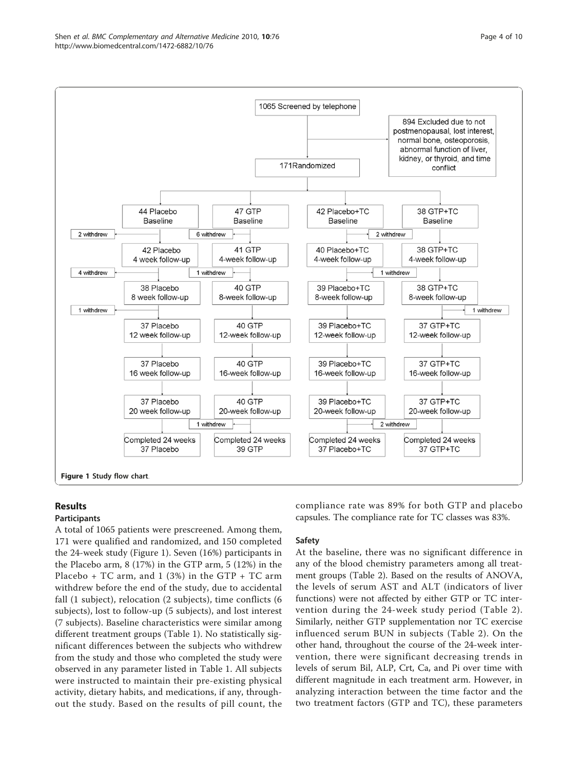Figure 1 Study flow chart.

## Results

### Participants

A total of 1065 patients were prescreened. Among them, 171 were qualified and randomized, and 150 completed the 24-week study (Figure 1). Seven (16%) participants in the Placebo arm, 8 (17%) in the GTP arm, 5 (12%) in the Placebo + TC arm, and 1 (3%) in the GTP + TC arm withdrew before the end of the study, due to accidental fall (1 subject), relocation (2 subjects), time conflicts (6 subjects), lost to follow-up (5 subjects), and lost interest (7 subjects). Baseline characteristics were similar among different treatment groups (Table 1). No statistically significant differences between the subjects who withdrew from the study and those who completed the study were observed in any parameter listed in Table 1. All subjects were instructed to maintain their pre-existing physical activity, dietary habits, and medications, if any, throughout the study. Based on the results of pill count, the compliance rate was 89% for both GTP and placebo capsules. The compliance rate for TC classes was 83%.

### Safety

At the baseline, there was no significant difference in any of the blood chemistry parameters among all treatment groups (Table 2). Based on the results of ANOVA, the levels of serum AST and ALT (indicators of liver functions) were not affected by either GTP or TC intervention during the 24-week study period (Table 2). Similarly, neither GTP supplementation nor TC exercise influenced serum BUN in subjects (Table 2). On the other hand, throughout the course of the 24-week intervention, there were significant decreasing trends in levels of serum Bil, ALP, Crt, Ca, and Pi over time with different magnitude in each treatment arm. However, in analyzing interaction between the time factor and the two treatment factors (GTP and TC), these parameters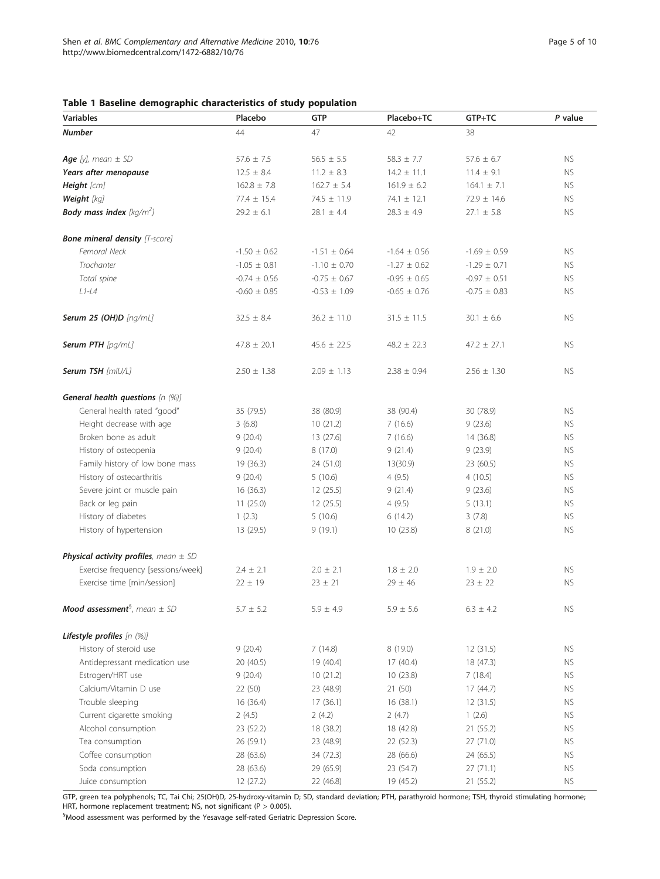**Table 1 Baseline demographic characteristics of study population**

| Variables | Placebo | GTP | Placebo+TC | GTP+TC | *P* value |
|---|---|---|---|---|---|
| ***Number*** | 44 | 47 | 42 | 38 | |
| ***Age*** *[y], mean ± SD* | 57.6 ± 7.5 | 56.5 ± 5.5 | 58.3 ± 7.7 | 57.6 ± 6.7 | NS |
| ***Years after menopause*** | 12.5 ± 8.4 | 11.2 ± 8.3 | 14.2 ± 11.1 | 11.4 ± 9.1 | NS |
| ***Height*** *[cm]* | 162.8 ± 7.8 | 162.7 ± 5.4 | 161.9 ± 6.2 | 164.1 ± 7.1 | NS |
| ***Weight*** *[kg]* | 77.4 ± 15.4 | 74.5 ± 11.9 | 74.1 ± 12.1 | 72.9 ± 14.6 | NS |
| ***Body mass index*** *[kg/m$^2$]* | 29.2 ± 6.1 | 28.1 ± 4.4 | 28.3 ± 4.9 | 27.1 ± 5.8 | NS |
| ***Bone mineral density*** *[T-score]* | | | | | |
| *Femoral Neck* | -1.50 ± 0.62 | -1.51 ± 0.64 | -1.64 ± 0.56 | -1.69 ± 0.59 | NS |
| *Trochanter* | -1.05 ± 0.81 | -1.10 ± 0.70 | -1.27 ± 0.62 | -1.29 ± 0.71 | NS |
| *Total spine* | -0.74 ± 0.56 | -0.75 ± 0.67 | -0.95 ± 0.65 | -0.97 ± 0.51 | NS |
| *L1-L4* | -0.60 ± 0.85 | -0.53 ± 1.09 | -0.65 ± 0.76 | -0.75 ± 0.83 | NS |
| ***Serum 25 (OH)D*** *[ng/mL]* | 32.5 ± 8.4 | 36.2 ± 11.0 | 31.5 ± 11.5 | 30.1 ± 6.6 | NS |
| ***Serum PTH*** *[pg/mL]* | 47.8 ± 20.1 | 45.6 ± 22.5 | 48.2 ± 22.3 | 47.2 ± 27.1 | NS |
| ***Serum TSH*** *[mIU/L]* | 2.50 ± 1.38 | 2.09 ± 1.13 | 2.38 ± 0.94 | 2.56 ± 1.30 | NS |
| ***General health questions*** *[n (%)]* | | | | | |
| General health rated "good" | 35 (79.5) | 38 (80.9) | 38 (90.4) | 30 (78.9) | NS |
| Height decrease with age | 3 (6.8) | 10 (21.2) | 7 (16.6) | 9 (23.6) | NS |
| Broken bone as adult | 9 (20.4) | 13 (27.6) | 7 (16.6) | 14 (36.8) | NS |
| History of osteopenia | 9 (20.4) | 8 (17.0) | 9 (21.4) | 9 (23.9) | NS |
| Family history of low bone mass | 19 (36.3) | 24 (51.0) | 13(30.9) | 23 (60.5) | NS |
| History of osteoarthritis | 9 (20.4) | 5 (10.6) | 4 (9.5) | 4 (10.5) | NS |
| Severe joint or muscle pain | 16 (36.3) | 12 (25.5) | 9 (21.4) | 9 (23.6) | NS |
| Back or leg pain | 11 (25.0) | 12 (25.5) | 4 (9.5) | 5 (13.1) | NS |
| History of diabetes | 1 (2.3) | 5 (10.6) | 6 (14.2) | 3 (7.8) | NS |
| History of hypertension | 13 (29.5) | 9 (19.1) | 10 (23.8) | 8 (21.0) | NS |
| ***Physical activity profiles****, mean ± SD* | | | | | |
| Exercise frequency [sessions/week] | 2.4 ± 2.1 | 2.0 ± 2.1 | 1.8 ± 2.0 | 1.9 ± 2.0 | NS |
| Exercise time [min/session] | 22 ± 19 | 23 ± 21 | 29 ± 46 | 23 ± 22 | NS |
| ***Mood assessment***[§]*, mean ± SD* | 5.7 ± 5.2 | 5.9 ± 4.9 | 5.9 ± 5.6 | 6.3 ± 4.2 | NS |
| ***Lifestyle profiles*** *[n (%)]* | | | | | |
| History of steroid use | 9 (20.4) | 7 (14.8) | 8 (19.0) | 12 (31.5) | NS |
| Antidepressant medication use | 20 (40.5) | 19 (40.4) | 17 (40.4) | 18 (47.3) | NS |
| Estrogen/HRT use | 9 (20.4) | 10 (21.2) | 10 (23.8) | 7 (18.4) | NS |
| Calcium/Vitamin D use | 22 (50) | 23 (48.9) | 21 (50) | 17 (44.7) | NS |
| Trouble sleeping | 16 (36.4) | 17 (36.1) | 16 (38.1) | 12 (31.5) | NS |
| Current cigarette smoking | 2 (4.5) | 2 (4.2) | 2 (4.7) | 1 (2.6) | NS |
| Alcohol consumption | 23 (52.2) | 18 (38.2) | 18 (42.8) | 21 (55.2) | NS |
| Tea consumption | 26 (59.1) | 23 (48.9) | 22 (52.3) | 27 (71.0) | NS |
| Coffee consumption | 28 (63.6) | 34 (72.3) | 28 (66.6) | 24 (65.5) | NS |
| Soda consumption | 28 (63.6) | 29 (65.9) | 23 (54.7) | 27 (71.1) | NS |
| Juice consumption | 12 (27.2) | 22 (46.8) | 19 (45.2) | 21 (55.2) | NS |

GTP, green tea polyphenols; TC, Tai Chi; 25(OH)D, 25-hydroxy-vitamin D; SD, standard deviation; PTH, parathyroid hormone; TSH, thyroid stimulating hormone; HRT, hormone replacement treatment; NS, not significant ($P > 0.005$).

[§]Mood assessment was performed by the Yesavage self-rated Geriatric Depression Score.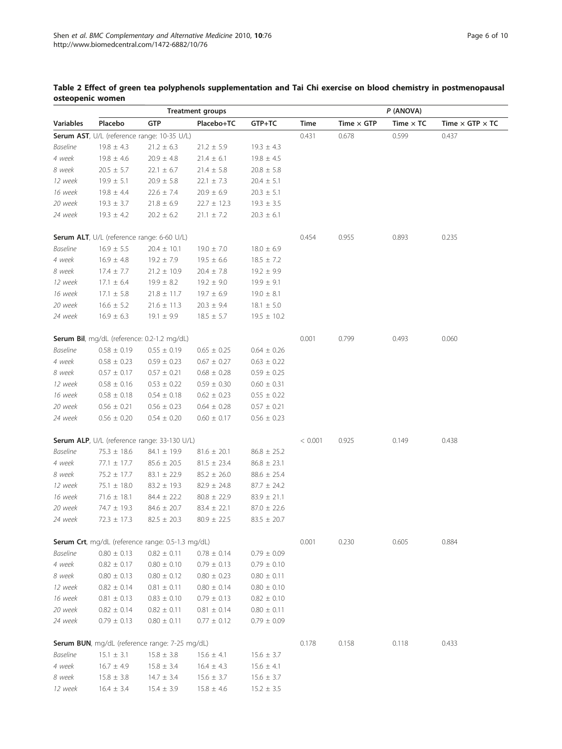**Table 2 Effect of green tea polyphenols supplementation and Tai Chi exercise on blood chemistry in postmenopausal osteopenic women**

| | Treatment groups | | | | *P* (ANOVA) | | | |
|---|---|---|---|---|---|---|---|---|
| **Variables** | **Placebo** | **GTP** | **Placebo+TC** | **GTP+TC** | **Time** | **Time × GTP** | **Time × TC** | **Time × GTP × TC** |
| **Serum AST**, U/L (reference range: 10-35 U/L) | | | | | 0.431 | 0.678 | 0.599 | 0.437 |
| *Baseline* | 19.8 ± 4.3 | 21.2 ± 6.3 | 21.2 ± 5.9 | 19.3 ± 4.3 | | | | |
| *4 week* | 19.8 ± 4.6 | 20.9 ± 4.8 | 21.4 ± 6.1 | 19.8 ± 4.5 | | | | |
| *8 week* | 20.5 ± 5.7 | 22.1 ± 6.7 | 21.4 ± 5.8 | 20.8 ± 5.8 | | | | |
| *12 week* | 19.9 ± 5.1 | 20.9 ± 5.8 | 22.1 ± 7.3 | 20.4 ± 5.1 | | | | |
| *16 week* | 19.8 ± 4.4 | 22.6 ± 7.4 | 20.9 ± 6.9 | 20.3 ± 5.1 | | | | |
| *20 week* | 19.3 ± 3.7 | 21.8 ± 6.9 | 22.7 ± 12.3 | 19.3 ± 3.5 | | | | |
| *24 week* | 19.3 ± 4.2 | 20.2 ± 6.2 | 21.1 ± 7.2 | 20.3 ± 6.1 | | | | |
| **Serum ALT**, U/L (reference range: 6-60 U/L) | | | | | 0.454 | 0.955 | 0.893 | 0.235 |
| *Baseline* | 16.9 ± 5.5 | 20.4 ± 10.1 | 19.0 ± 7.0 | 18.0 ± 6.9 | | | | |
| *4 week* | 16.9 ± 4.8 | 19.2 ± 7.9 | 19.5 ± 6.6 | 18.5 ± 7.2 | | | | |
| *8 week* | 17.4 ± 7.7 | 21.2 ± 10.9 | 20.4 ± 7.8 | 19.2 ± 9.9 | | | | |
| *12 week* | 17.1 ± 6.4 | 19.9 ± 8.2 | 19.2 ± 9.0 | 19.9 ± 9.1 | | | | |
| *16 week* | 17.1 ± 5.8 | 21.8 ± 11.7 | 19.7 ± 6.9 | 19.0 ± 8.1 | | | | |
| *20 week* | 16.6 ± 5.2 | 21.6 ± 11.3 | 20.3 ± 9.4 | 18.1 ± 5.0 | | | | |
| *24 week* | 16.9 ± 6.3 | 19.1 ± 9.9 | 18.5 ± 5.7 | 19.5 ± 10.2 | | | | |
| **Serum Bil**, mg/dL (reference: 0.2-1.2 mg/dL) | | | | | 0.001 | 0.799 | 0.493 | 0.060 |
| *Baseline* | 0.58 ± 0.19 | 0.55 ± 0.19 | 0.65 ± 0.25 | 0.64 ± 0.26 | | | | |
| *4 week* | 0.58 ± 0.23 | 0.59 ± 0.23 | 0.67 ± 0.27 | 0.63 ± 0.22 | | | | |
| *8 week* | 0.57 ± 0.17 | 0.57 ± 0.21 | 0.68 ± 0.28 | 0.59 ± 0.25 | | | | |
| *12 week* | 0.58 ± 0.16 | 0.53 ± 0.22 | 0.59 ± 0.30 | 0.60 ± 0.31 | | | | |
| *16 week* | 0.58 ± 0.18 | 0.54 ± 0.18 | 0.62 ± 0.23 | 0.55 ± 0.22 | | | | |
| *20 week* | 0.56 ± 0.21 | 0.56 ± 0.23 | 0.64 ± 0.28 | 0.57 ± 0.21 | | | | |
| *24 week* | 0.56 ± 0.20 | 0.54 ± 0.20 | 0.60 ± 0.17 | 0.56 ± 0.23 | | | | |
| **Serum ALP**, U/L (reference range: 33-130 U/L) | | | | | < 0.001 | 0.925 | 0.149 | 0.438 |
| *Baseline* | 75.3 ± 18.6 | 84.1 ± 19.9 | 81.6 ± 20.1 | 86.8 ± 25.2 | | | | |
| *4 week* | 77.1 ± 17.7 | 85.6 ± 20.5 | 81.5 ± 23.4 | 86.8 ± 23.1 | | | | |
| *8 week* | 75.2 ± 17.7 | 83.1 ± 22.9 | 85.2 ± 26.0 | 88.6 ± 25.4 | | | | |
| *12 week* | 75.1 ± 18.0 | 83.2 ± 19.3 | 82.9 ± 24.8 | 87.7 ± 24.2 | | | | |
| *16 week* | 71.6 ± 18.1 | 84.4 ± 22.2 | 80.8 ± 22.9 | 83.9 ± 21.1 | | | | |
| *20 week* | 74.7 ± 19.3 | 84.6 ± 20.7 | 83.4 ± 22.1 | 87.0 ± 22.6 | | | | |
| *24 week* | 72.3 ± 17.3 | 82.5 ± 20.3 | 80.9 ± 22.5 | 83.5 ± 20.7 | | | | |
| **Serum Crt**, mg/dL (reference range: 0.5-1.3 mg/dL) | | | | | 0.001 | 0.230 | 0.605 | 0.884 |
| *Baseline* | 0.80 ± 0.13 | 0.82 ± 0.11 | 0.78 ± 0.14 | 0.79 ± 0.09 | | | | |
| *4 week* | 0.82 ± 0.17 | 0.80 ± 0.10 | 0.79 ± 0.13 | 0.79 ± 0.10 | | | | |
| *8 week* | 0.80 ± 0.13 | 0.80 ± 0.12 | 0.80 ± 0.23 | 0.80 ± 0.11 | | | | |
| *12 week* | 0.82 ± 0.14 | 0.81 ± 0.11 | 0.80 ± 0.14 | 0.80 ± 0.10 | | | | |
| *16 week* | 0.81 ± 0.13 | 0.83 ± 0.10 | 0.79 ± 0.13 | 0.82 ± 0.10 | | | | |
| *20 week* | 0.82 ± 0.14 | 0.82 ± 0.11 | 0.81 ± 0.14 | 0.80 ± 0.11 | | | | |
| *24 week* | 0.79 ± 0.13 | 0.80 ± 0.11 | 0.77 ± 0.12 | 0.79 ± 0.09 | | | | |
| **Serum BUN**, mg/dL (reference range: 7-25 mg/dL) | | | | | 0.178 | 0.158 | 0.118 | 0.433 |
| *Baseline* | 15.1 ± 3.1 | 15.8 ± 3.8 | 15.6 ± 4.1 | 15.6 ± 3.7 | | | | |
| *4 week* | 16.7 ± 4.9 | 15.8 ± 3.4 | 16.4 ± 4.3 | 15.6 ± 4.1 | | | | |
| *8 week* | 15.8 ± 3.8 | 14.7 ± 3.4 | 15.6 ± 3.7 | 15.6 ± 3.7 | | | | |
| *12 week* | 16.4 ± 3.4 | 15.4 ± 3.9 | 15.8 ± 4.6 | 15.2 ± 3.5 | | | | |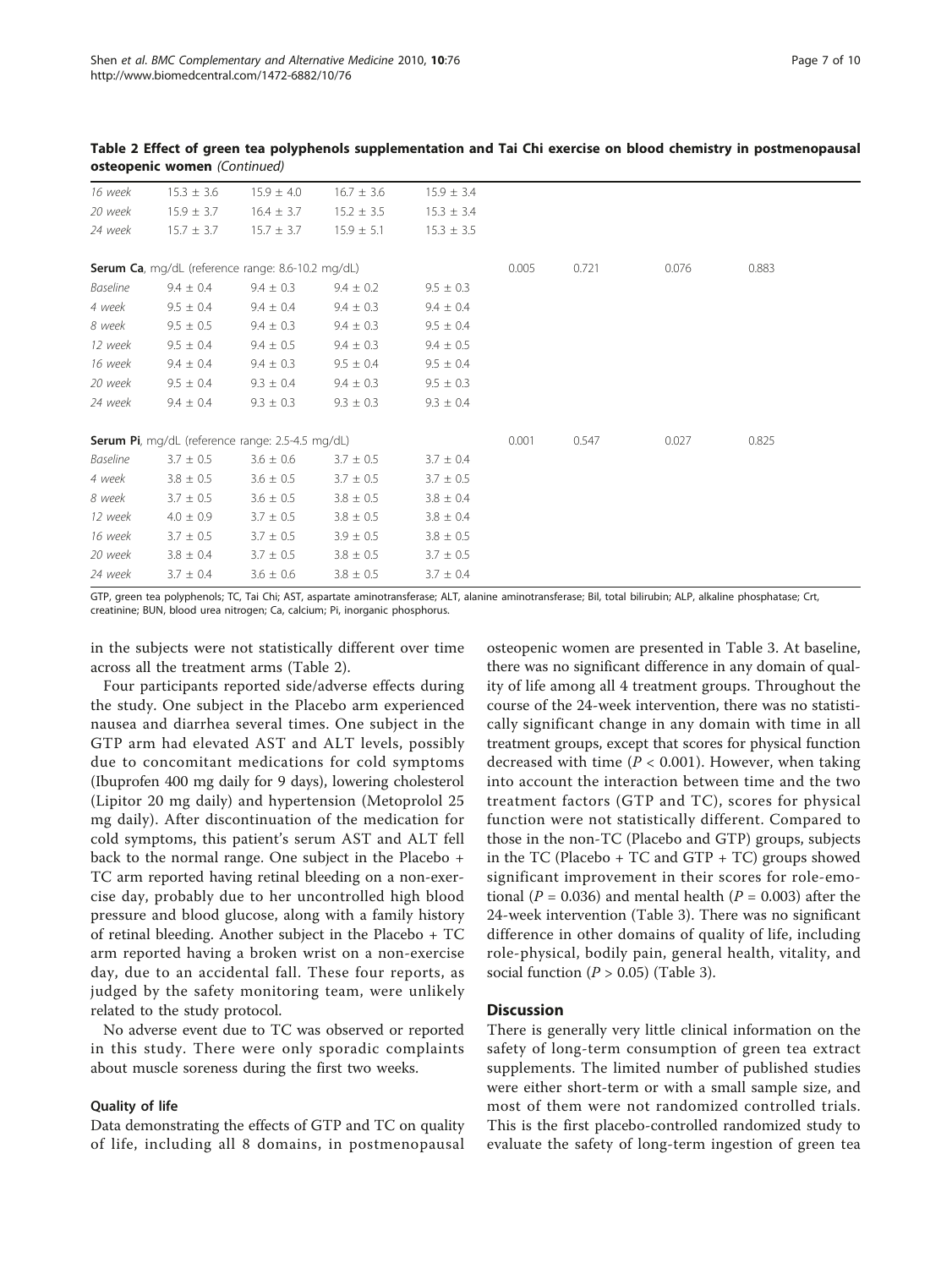**Table 2 Effect of green tea polyphenols supplementation and Tai Chi exercise on blood chemistry in postmenopausal osteopenic women** *(Continued)*

| | | | | | | | | |
|---|---|---|---|---|---|---|---|---|
| *16 week* | 15.3 ± 3.6 | 15.9 ± 4.0 | 16.7 ± 3.6 | 15.9 ± 3.4 | | | | |
| *20 week* | 15.9 ± 3.7 | 16.4 ± 3.7 | 15.2 ± 3.5 | 15.3 ± 3.4 | | | | |
| *24 week* | 15.7 ± 3.7 | 15.7 ± 3.7 | 15.9 ± 5.1 | 15.3 ± 3.5 | | | | |
| **Serum Ca**, mg/dL (reference range: 8.6-10.2 mg/dL) | | | | | 0.005 | 0.721 | 0.076 | 0.883 |
| *Baseline* | 9.4 ± 0.4 | 9.4 ± 0.3 | 9.4 ± 0.2 | 9.5 ± 0.3 | | | | |
| *4 week* | 9.5 ± 0.4 | 9.4 ± 0.4 | 9.4 ± 0.3 | 9.4 ± 0.4 | | | | |
| *8 week* | 9.5 ± 0.5 | 9.4 ± 0.3 | 9.4 ± 0.3 | 9.5 ± 0.4 | | | | |
| *12 week* | 9.5 ± 0.4 | 9.4 ± 0.5 | 9.4 ± 0.3 | 9.4 ± 0.5 | | | | |
| *16 week* | 9.4 ± 0.4 | 9.4 ± 0.3 | 9.5 ± 0.4 | 9.5 ± 0.4 | | | | |
| *20 week* | 9.5 ± 0.4 | 9.3 ± 0.4 | 9.4 ± 0.3 | 9.5 ± 0.3 | | | | |
| *24 week* | 9.4 ± 0.4 | 9.3 ± 0.3 | 9.3 ± 0.3 | 9.3 ± 0.4 | | | | |
| **Serum Pi**, mg/dL (reference range: 2.5-4.5 mg/dL) | | | | | 0.001 | 0.547 | 0.027 | 0.825 |
| *Baseline* | 3.7 ± 0.5 | 3.6 ± 0.6 | 3.7 ± 0.5 | 3.7 ± 0.4 | | | | |
| *4 week* | 3.8 ± 0.5 | 3.6 ± 0.5 | 3.7 ± 0.5 | 3.7 ± 0.5 | | | | |
| *8 week* | 3.7 ± 0.5 | 3.6 ± 0.5 | 3.8 ± 0.5 | 3.8 ± 0.4 | | | | |
| *12 week* | 4.0 ± 0.9 | 3.7 ± 0.5 | 3.8 ± 0.5 | 3.8 ± 0.4 | | | | |
| *16 week* | 3.7 ± 0.5 | 3.7 ± 0.5 | 3.9 ± 0.5 | 3.8 ± 0.5 | | | | |
| *20 week* | 3.8 ± 0.4 | 3.7 ± 0.5 | 3.8 ± 0.5 | 3.7 ± 0.5 | | | | |
| *24 week* | 3.7 ± 0.4 | 3.6 ± 0.6 | 3.8 ± 0.5 | 3.7 ± 0.4 | | | | |

GTP, green tea polyphenols; TC, Tai Chi; AST, aspartate aminotransferase; ALT, alanine aminotransferase; Bil, total bilirubin; ALP, alkaline phosphatase; Crt, creatinine; BUN, blood urea nitrogen; Ca, calcium; Pi, inorganic phosphorus.

in the subjects were not statistically different over time across all the treatment arms (Table 2).

Four participants reported side/adverse effects during the study. One subject in the Placebo arm experienced nausea and diarrhea several times. One subject in the GTP arm had elevated AST and ALT levels, possibly due to concomitant medications for cold symptoms (Ibuprofen 400 mg daily for 9 days), lowering cholesterol (Lipitor 20 mg daily) and hypertension (Metoprolol 25 mg daily). After discontinuation of the medication for cold symptoms, this patient's serum AST and ALT fell back to the normal range. One subject in the Placebo + TC arm reported having retinal bleeding on a non-exercise day, probably due to her uncontrolled high blood pressure and blood glucose, along with a family history of retinal bleeding. Another subject in the Placebo + TC arm reported having a broken wrist on a non-exercise day, due to an accidental fall. These four reports, as judged by the safety monitoring team, were unlikely related to the study protocol.

No adverse event due to TC was observed or reported in this study. There were only sporadic complaints about muscle soreness during the first two weeks.

### Quality of life

Data demonstrating the effects of GTP and TC on quality of life, including all 8 domains, in postmenopausal osteopenic women are presented in Table 3. At baseline, there was no significant difference in any domain of quality of life among all 4 treatment groups. Throughout the course of the 24-week intervention, there was no statistically significant change in any domain with time in all treatment groups, except that scores for physical function decreased with time ($P < 0.001$). However, when taking into account the interaction between time and the two treatment factors (GTP and TC), scores for physical function were not statistically different. Compared to those in the non-TC (Placebo and GTP) groups, subjects in the TC (Placebo + TC and GTP + TC) groups showed significant improvement in their scores for role-emotional ($P = 0.036$) and mental health ($P = 0.003$) after the 24-week intervention (Table 3). There was no significant difference in other domains of quality of life, including role-physical, bodily pain, general health, vitality, and social function ($P > 0.05$) (Table 3).

## Discussion

There is generally very little clinical information on the safety of long-term consumption of green tea extract supplements. The limited number of published studies were either short-term or with a small sample size, and most of them were not randomized controlled trials. This is the first placebo-controlled randomized study to evaluate the safety of long-term ingestion of green tea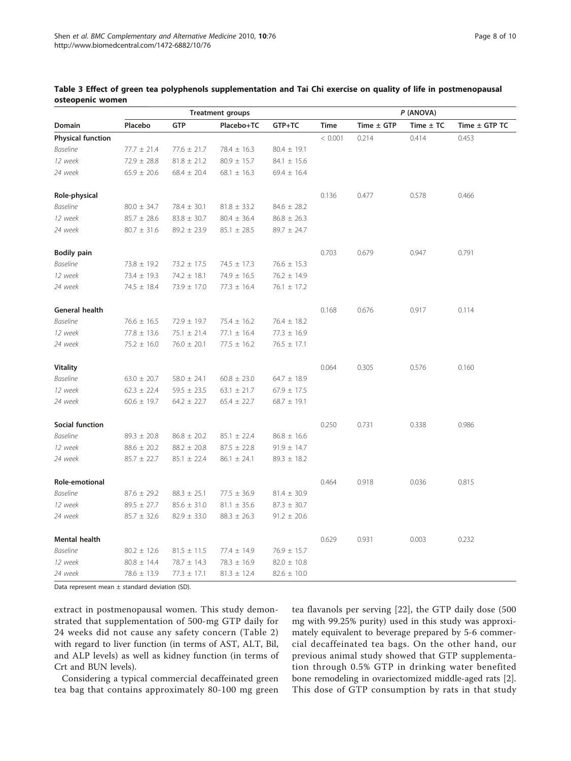**Table 3 Effect of green tea polyphenols supplementation and Tai Chi exercise on quality of life in postmenopausal osteopenic women**

| | Treatment groups | | | | P (ANOVA) | | | |
|---|---|---|---|---|---|---|---|---|
| Domain | Placebo | GTP | Placebo+TC | GTP+TC | Time | Time ± GTP | Time ± TC | Time ± GTP TC |
| **Physical function** | | | | | < 0.001 | 0.214 | 0.414 | 0.453 |
| *Baseline* | 77.7 ± 21.4 | 77.6 ± 21.7 | 78.4 ± 16.3 | 80.4 ± 19.1 | | | | |
| *12 week* | 72.9 ± 28.8 | 81.8 ± 21.2 | 80.9 ± 15.7 | 84.1 ± 15.6 | | | | |
| *24 week* | 65.9 ± 20.6 | 68.4 ± 20.4 | 68.1 ± 16.3 | 69.4 ± 16.4 | | | | |
| **Role-physical** | | | | | 0.136 | 0.477 | 0.578 | 0.466 |
| *Baseline* | 80.0 ± 34.7 | 78.4 ± 30.1 | 81.8 ± 33.2 | 84.6 ± 28.2 | | | | |
| *12 week* | 85.7 ± 28.6 | 83.8 ± 30.7 | 80.4 ± 36.4 | 86.8 ± 26.3 | | | | |
| *24 week* | 80.7 ± 31.6 | 89.2 ± 23.9 | 85.1 ± 28.5 | 89.7 ± 24.7 | | | | |
| **Bodily pain** | | | | | 0.703 | 0.679 | 0.947 | 0.791 |
| *Baseline* | 73.8 ± 19.2 | 73.2 ± 17.5 | 74.5 ± 17.3 | 76.6 ± 15.3 | | | | |
| *12 week* | 73.4 ± 19.3 | 74.2 ± 18.1 | 74.9 ± 16.5 | 76.2 ± 14.9 | | | | |
| *24 week* | 74.5 ± 18.4 | 73.9 ± 17.0 | 77.3 ± 16.4 | 76.1 ± 17.2 | | | | |
| **General health** | | | | | 0.168 | 0.676 | 0.917 | 0.114 |
| *Baseline* | 76.6 ± 16.5 | 72.9 ± 19.7 | 75.4 ± 16.2 | 76.4 ± 18.2 | | | | |
| *12 week* | 77.8 ± 13.6 | 75.1 ± 21.4 | 77.1 ± 16.4 | 77.3 ± 16.9 | | | | |
| *24 week* | 75.2 ± 16.0 | 76.0 ± 20.1 | 77.5 ± 16.2 | 76.5 ± 17.1 | | | | |
| **Vitality** | | | | | 0.064 | 0.305 | 0.576 | 0.160 |
| *Baseline* | 63.0 ± 20.7 | 58.0 ± 24.1 | 60.8 ± 23.0 | 64.7 ± 18.9 | | | | |
| *12 week* | 62.3 ± 22.4 | 59.5 ± 23.5 | 63.1 ± 21.7 | 67.9 ± 17.5 | | | | |
| *24 week* | 60.6 ± 19.7 | 64.2 ± 22.7 | 65.4 ± 22.7 | 68.7 ± 19.1 | | | | |
| **Social function** | | | | | 0.250 | 0.731 | 0.338 | 0.986 |
| *Baseline* | 89.3 ± 20.8 | 86.8 ± 20.2 | 85.1 ± 22.4 | 86.8 ± 16.6 | | | | |
| *12 week* | 88.6 ± 20.2 | 88.2 ± 20.8 | 87.5 ± 22.8 | 91.9 ± 14.7 | | | | |
| *24 week* | 85.7 ± 22.7 | 85.1 ± 22.4 | 86.1 ± 24.1 | 89.3 ± 18.2 | | | | |
| **Role-emotional** | | | | | 0.464 | 0.918 | 0.036 | 0.815 |
| *Baseline* | 87.6 ± 29.2 | 88.3 ± 25.1 | 77.5 ± 36.9 | 81.4 ± 30.9 | | | | |
| *12 week* | 89.5 ± 27.7 | 85.6 ± 31.0 | 81.1 ± 35.6 | 87.3 ± 30.7 | | | | |
| *24 week* | 85.7 ± 32.6 | 82.9 ± 33.0 | 88.3 ± 26.3 | 91.2 ± 20.6 | | | | |
| **Mental health** | | | | | 0.629 | 0.931 | 0.003 | 0.232 |
| *Baseline* | 80.2 ± 12.6 | 81.5 ± 11.5 | 77.4 ± 14.9 | 76.9 ± 15.7 | | | | |
| *12 week* | 80.8 ± 14.4 | 78.7 ± 14.3 | 78.3 ± 16.9 | 82.0 ± 10.8 | | | | |
| *24 week* | 78.6 ± 13.9 | 77.3 ± 17.1 | 81.3 ± 12.4 | 82.6 ± 10.0 | | | | |

Data represent mean ± standard deviation (SD).

extract in postmenopausal women. This study demonstrated that supplementation of 500-mg GTP daily for 24 weeks did not cause any safety concern (Table 2) with regard to liver function (in terms of AST, ALT, Bil, and ALP levels) as well as kidney function (in terms of Crt and BUN levels).

Considering a typical commercial decaffeinated green tea bag that contains approximately 80-100 mg green tea flavanols per serving [22], the GTP daily dose (500 mg with 99.25% purity) used in this study was approximately equivalent to beverage prepared by 5-6 commercial decaffeinated tea bags. On the other hand, our previous animal study showed that GTP supplementation through 0.5% GTP in drinking water benefited bone remodeling in ovariectomized middle-aged rats [2]. This dose of GTP consumption by rats in that study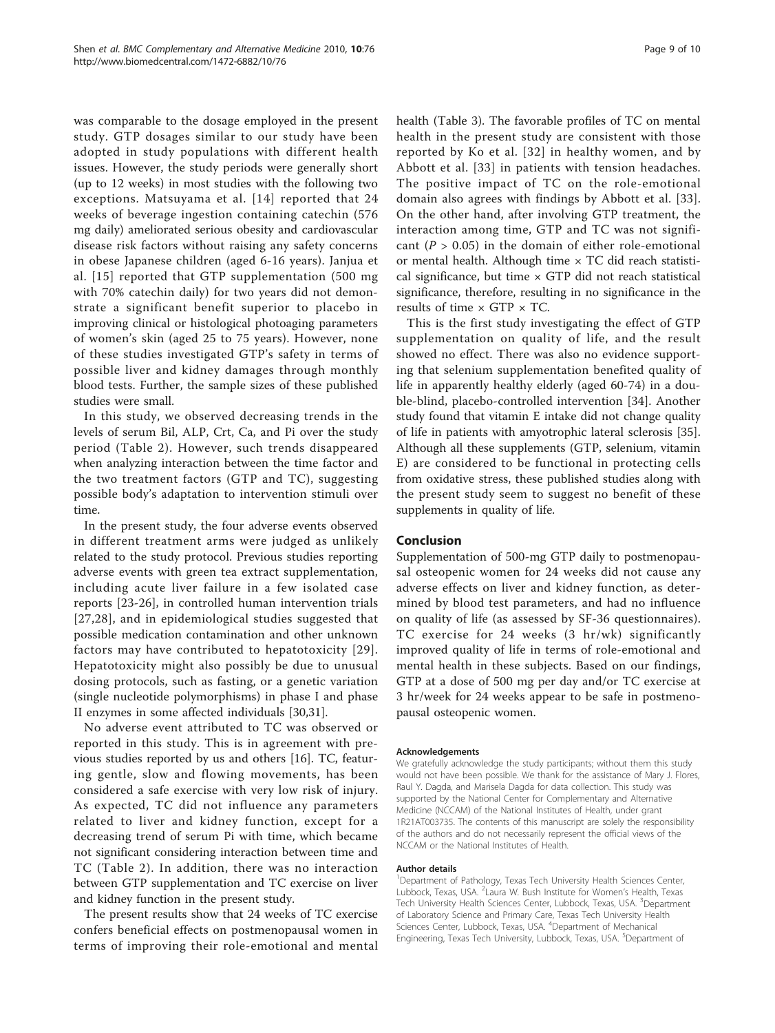was comparable to the dosage employed in the present study. GTP dosages similar to our study have been adopted in study populations with different health issues. However, the study periods were generally short (up to 12 weeks) in most studies with the following two exceptions. Matsuyama et al. [14] reported that 24 weeks of beverage ingestion containing catechin (576 mg daily) ameliorated serious obesity and cardiovascular disease risk factors without raising any safety concerns in obese Japanese children (aged 6-16 years). Janjua et al. [15] reported that GTP supplementation (500 mg with 70% catechin daily) for two years did not demonstrate a significant benefit superior to placebo in improving clinical or histological photoaging parameters of women's skin (aged 25 to 75 years). However, none of these studies investigated GTP's safety in terms of possible liver and kidney damages through monthly blood tests. Further, the sample sizes of these published studies were small.

In this study, we observed decreasing trends in the levels of serum Bil, ALP, Crt, Ca, and Pi over the study period (Table 2). However, such trends disappeared when analyzing interaction between the time factor and the two treatment factors (GTP and TC), suggesting possible body's adaptation to intervention stimuli over time.

In the present study, the four adverse events observed in different treatment arms were judged as unlikely related to the study protocol. Previous studies reporting adverse events with green tea extract supplementation, including acute liver failure in a few isolated case reports [23-26], in controlled human intervention trials [27,28], and in epidemiological studies suggested that possible medication contamination and other unknown factors may have contributed to hepatotoxicity [29]. Hepatotoxicity might also possibly be due to unusual dosing protocols, such as fasting, or a genetic variation (single nucleotide polymorphisms) in phase I and phase II enzymes in some affected individuals [30,31].

No adverse event attributed to TC was observed or reported in this study. This is in agreement with previous studies reported by us and others [16]. TC, featuring gentle, slow and flowing movements, has been considered a safe exercise with very low risk of injury. As expected, TC did not influence any parameters related to liver and kidney function, except for a decreasing trend of serum Pi with time, which became not significant considering interaction between time and TC (Table 2). In addition, there was no interaction between GTP supplementation and TC exercise on liver and kidney function in the present study.

The present results show that 24 weeks of TC exercise confers beneficial effects on postmenopausal women in terms of improving their role-emotional and mental health (Table 3). The favorable profiles of TC on mental health in the present study are consistent with those reported by Ko et al. [32] in healthy women, and by Abbott et al. [33] in patients with tension headaches. The positive impact of TC on the role-emotional domain also agrees with findings by Abbott et al. [33]. On the other hand, after involving GTP treatment, the interaction among time, GTP and TC was not significant ($P > 0.05$) in the domain of either role-emotional or mental health. Although time × TC did reach statistical significance, but time × GTP did not reach statistical significance, therefore, resulting in no significance in the results of time × GTP × TC.

This is the first study investigating the effect of GTP supplementation on quality of life, and the result showed no effect. There was also no evidence supporting that selenium supplementation benefited quality of life in apparently healthy elderly (aged 60-74) in a double-blind, placebo-controlled intervention [34]. Another study found that vitamin E intake did not change quality of life in patients with amyotrophic lateral sclerosis [35]. Although all these supplements (GTP, selenium, vitamin E) are considered to be functional in protecting cells from oxidative stress, these published studies along with the present study seem to suggest no benefit of these supplements in quality of life.

## Conclusion

Supplementation of 500-mg GTP daily to postmenopausal osteopenic women for 24 weeks did not cause any adverse effects on liver and kidney function, as determined by blood test parameters, and had no influence on quality of life (as assessed by SF-36 questionnaires). TC exercise for 24 weeks (3 hr/wk) significantly improved quality of life in terms of role-emotional and mental health in these subjects. Based on our findings, GTP at a dose of 500 mg per day and/or TC exercise at 3 hr/week for 24 weeks appear to be safe in postmenopausal osteopenic women.

#### Acknowledgements

We gratefully acknowledge the study participants; without them this study would not have been possible. We thank for the assistance of Mary J. Flores, Raul Y. Dagda, and Marisela Dagda for data collection. This study was supported by the National Center for Complementary and Alternative Medicine (NCCAM) of the National Institutes of Health, under grant 1R21AT003735. The contents of this manuscript are solely the responsibility of the authors and do not necessarily represent the official views of the NCCAM or the National Institutes of Health.

#### Author details

[1]Department of Pathology, Texas Tech University Health Sciences Center, Lubbock, Texas, USA. [2]Laura W. Bush Institute for Women's Health, Texas Tech University Health Sciences Center, Lubbock, Texas, USA. [3]Department of Laboratory Science and Primary Care, Texas Tech University Health Sciences Center, Lubbock, Texas, USA. [4]Department of Mechanical Engineering, Texas Tech University, Lubbock, Texas, USA. [5]Department of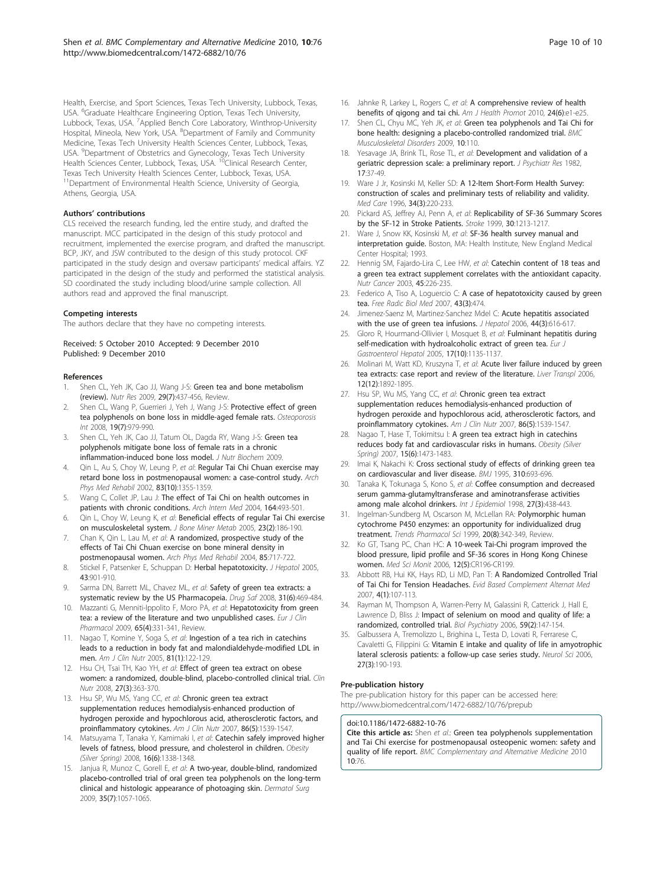Health, Exercise, and Sport Sciences, Texas Tech University, Lubbock, Texas, USA. [6]Graduate Healthcare Engineering Option, Texas Tech University, Lubbock, Texas, USA. [7]Applied Bench Core Laboratory, Winthrop-University Hospital, Mineola, New York, USA. [8]Department of Family and Community Medicine, Texas Tech University Health Sciences Center, Lubbock, Texas, USA. [9]Department of Obstetrics and Gynecology, Texas Tech University Health Sciences Center, Lubbock, Texas, USA. [10]Clinical Research Center, Texas Tech University Health Sciences Center, Lubbock, Texas, USA. [11]Department of Environmental Health Science, University of Georgia, Athens, Georgia, USA.

#### Authors' contributions

CLS received the research funding, led the entire study, and drafted the manuscript. MCC participated in the design of this study protocol and recruitment, implemented the exercise program, and drafted the manuscript. BCP, JKY, and JSW contributed to the design of this study protocol. CKF participated in the study design and oversaw participants' medical affairs. YZ participated in the design of the study and performed the statistical analysis. SD coordinated the study including blood/urine sample collection. All authors read and approved the final manuscript.

#### Competing interests

The authors declare that they have no competing interests.

Received: 5 October 2010 Accepted: 9 December 2010
Published: 9 December 2010

#### References

1. Shen CL, Yeh JK, Cao JJ, Wang J-S: **Green tea and bone metabolism (review).** *Nutr Res* 2009, **29(7)**:437-456, Review.
2. Shen CL, Wang P, Guerrieri J, Yeh J, Wang J-S: **Protective effect of green tea polyphenols on bone loss in middle-aged female rats.** *Osteoporosis Int* 2008, **19(7)**:979-990.
3. Shen CL, Yeh JK, Cao JJ, Tatum OL, Dagda RY, Wang J-S: **Green tea polyphenols mitigate bone loss of female rats in a chronic inflammation-induced bone loss model.** *J Nutr Biochem* 2009.
4. Qin L, Au S, Choy W, Leung P, *et al*: **Regular Tai Chi Chuan exercise may retard bone loss in postmenopausal women: a case-control study.** *Arch Phys Med Rehabil* 2002, **83(10)**:1355-1359.
5. Wang C, Collet JP, Lau J: **The effect of Tai Chi on health outcomes in patients with chronic conditions.** *Arch Intern Med* 2004, **164**:493-501.
6. Qin L, Choy W, Leung K, *et al*: **Beneficial effects of regular Tai Chi exercise on musculoskeletal system.** *J Bone Miner Metab* 2005, **23(2)**:186-190.
7. Chan K, Qin L, Lau M, *et al*: **A randomized, prospective study of the effects of Tai Chi Chuan exercise on bone mineral density in postmenopausal women.** *Arch Phys Med Rehabil* 2004, **85**:717-722.
8. Stickel F, Patsenker E, Schuppan D: **Herbal hepatotoxicity.** *J Hepatol* 2005, **43**:901-910.
9. Sarma DN, Barrett ML, Chavez ML, *et al*: **Safety of green tea extracts: a systematic review by the US Pharmacopeia.** *Drug Saf* 2008, **31(6)**:469-484.
10. Mazzanti G, Menniti-Ippolito F, Moro PA, *et al*: **Hepatotoxicity from green tea: a review of the literature and two unpublished cases.** *Eur J Clin Pharmacol* 2009, **65(4)**:331-341, Review.
11. Nagao T, Komine Y, Soga S, *et al*: **Ingestion of a tea rich in catechins leads to a reduction in body fat and malondialdehyde-modified LDL in men.** *Am J Clin Nutr* 2005, **81(1)**:122-129.
12. Hsu CH, Tsai TH, Kao YH, *et al*: **Effect of green tea extract on obese women: a randomized, double-blind, placebo-controlled clinical trial.** *Clin Nutr* 2008, **27(3)**:363-370.
13. Hsu SP, Wu MS, Yang CC, *et al*: **Chronic green tea extract supplementation reduces hemodialysis-enhanced production of hydrogen peroxide and hypochlorous acid, atherosclerotic factors, and proinflammatory cytokines.** *Am J Clin Nutr* 2007, **86(5)**:1539-1547.
14. Matsuyama T, Tanaka Y, Kamimaki I, *et al*: **Catechin safely improved higher levels of fatness, blood pressure, and cholesterol in children.** *Obesity (Silver Spring)* 2008, **16(6)**:1338-1348.
15. Janjua R, Munoz C, Gorell E, *et al*: **A two-year, double-blind, randomized placebo-controlled trial of oral green tea polyphenols on the long-term clinical and histologic appearance of photoaging skin.** *Dermatol Surg* 2009, **35(7)**:1057-1065.
16. Jahnke R, Larkey L, Rogers C, *et al*: **A comprehensive review of health benefits of qigong and tai chi.** *Am J Health Promot* 2010, **24(6)**:e1-e25.
17. Shen CL, Chyu MC, Yeh JK, *et al*: **Green tea polyphenols and Tai Chi for bone health: designing a placebo-controlled randomized trial.** *BMC Musculoskeletal Disorders* 2009, **10**:110.
18. Yesavage JA, Brink TL, Rose TL, *et al*: **Development and validation of a geriatric depression scale: a preliminary report.** *J Psychiatr Res* 1982, **17**:37-49.
19. Ware J Jr, Kosinski M, Keller SD: **A 12-Item Short-Form Health Survey: construction of scales and preliminary tests of reliability and validity.** *Med Care* 1996, **34(3)**:220-233.
20. Pickard AS, Jeffrey AJ, Penn A, *et al*: **Replicability of SF-36 Summary Scores by the SF-12 in Stroke Patients.** *Stroke* 1999, **30**:1213-1217.
21. Ware J, Snow KK, Kosinski M, *et al*: **SF-36 health survey manual and interpretation guide.** Boston, MA: Health Institute, New England Medical Center Hospital; 1993.
22. Hennig SM, Fajardo-Lira C, Lee HW, *et al*: **Catechin content of 18 teas and a green tea extract supplement correlates with the antioxidant capacity.** *Nutr Cancer* 2003, **45**:226-235.
23. Federico A, Tiso A, Loguercio C: **A case of hepatotoxicity caused by green tea.** *Free Radic Biol Med* 2007, **43(3)**:474.
24. Jimenez-Saenz M, Martinez-Sanchez Mdel C: **Acute hepatitis associated with the use of green tea infusions.** *J Hepatol* 2006, **44(3)**:616-617.
25. Gloro R, Hourmand-Ollivier I, Mosquet B, *et al*: **Fulminant hepatitis during self-medication with hydroalcoholic extract of green tea.** *Eur J Gastroenterol Hepatol* 2005, **17(10)**:1135-1137.
26. Molinari M, Watt KD, Kruszyna T, *et al*: **Acute liver failure induced by green tea extracts: case report and review of the literature.** *Liver Transpl* 2006, **12(12)**:1892-1895.
27. Hsu SP, Wu MS, Yang CC, *et al*: **Chronic green tea extract supplementation reduces hemodialysis-enhanced production of hydrogen peroxide and hypochlorous acid, atherosclerotic factors, and proinflammatory cytokines.** *Am J Clin Nutr* 2007, **86(5)**:1539-1547.
28. Nagao T, Hase T, Tokimitsu I: **A green tea extract high in catechins reduces body fat and cardiovascular risks in humans.** *Obesity (Silver Spring)* 2007, **15(6)**:1473-1483.
29. Imai K, Nakachi K: **Cross sectional study of effects of drinking green tea on cardiovascular and liver disease.** *BMJ* 1995, **310**:693-696.
30. Tanaka K, Tokunaga S, Kono S, *et al*: **Coffee consumption and decreased serum gamma-glutamyltransferase and aminotransferase activities among male alcohol drinkers.** *Int J Epidemiol* 1998, **27(3)**:438-443.
31. Ingelman-Sundberg M, Oscarson M, McLellan RA: **Polymorphic human cytochrome P450 enzymes: an opportunity for individualized drug treatment.** *Trends Pharmacol Sci* 1999, **20(8)**:342-349, Review.
32. Ko GT, Tsang PC, Chan HC: **A 10-week Tai-Chi program improved the blood pressure, lipid profile and SF-36 scores in Hong Kong Chinese women.** *Med Sci Monit* 2006, **12(5)**:CR196-CR199.
33. Abbott RB, Hui KK, Hays RD, Li MD, Pan T: **A Randomized Controlled Trial of Tai Chi for Tension Headaches.** *Evid Based Complement Alternat Med* 2007, **4(1)**:107-113.
34. Rayman M, Thompson A, Warren-Perry M, Galassini R, Catterick J, Hall E, Lawrence D, Bliss J: **Impact of selenium on mood and quality of life: a randomized, controlled trial.** *Biol Psychiatry* 2006, **59(2)**:147-154.
35. Galbussera A, Tremolizzo L, Brighina L, Testa D, Lovati R, Ferrarese C, Cavaletti G, Filippini G: **Vitamin E intake and quality of life in amyotrophic lateral sclerosis patients: a follow-up case series study.** *Neurol Sci* 2006, **27(3)**:190-193.

#### Pre-publication history

The pre-publication history for this paper can be accessed here: http://www.biomedcentral.com/1472-6882/10/76/prepub

doi:10.1186/1472-6882-10-76

**Cite this article as:** Shen *et al.*: Green tea polyphenols supplementation and Tai Chi exercise for postmenopausal osteopenic women: safety and quality of life report. *BMC Complementary and Alternative Medicine* 2010 **10**:76.